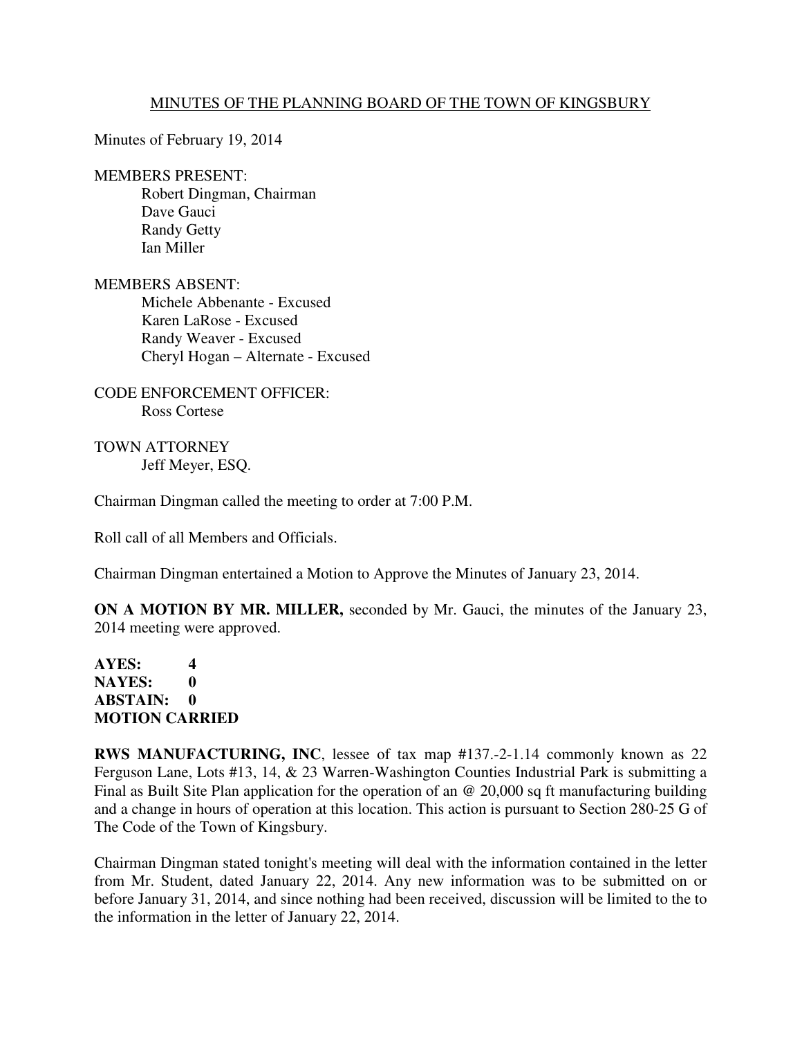# MINUTES OF THE PLANNING BOARD OF THE TOWN OF KINGSBURY

Minutes of February 19, 2014

MEMBERS PRESENT:
- Robert Dingman, Chairman
- Dave Gauci
- Randy Getty
- Ian Miller

MEMBERS ABSENT:
- Michele Abbenante - Excused
- Karen LaRose - Excused
- Randy Weaver - Excused
- Cheryl Hogan – Alternate - Excused

CODE ENFORCEMENT OFFICER:
- Ross Cortese

TOWN ATTORNEY
- Jeff Meyer, ESQ.

Chairman Dingman called the meeting to order at 7:00 P.M.

Roll call of all Members and Officials.

Chairman Dingman entertained a Motion to Approve the Minutes of January 23, 2014.

**ON A MOTION BY MR. MILLER,** seconded by Mr. Gauci, the minutes of the January 23, 2014 meeting were approved.

**AYES: 4**
**NAYES: 0**
**ABSTAIN: 0**
**MOTION CARRIED**

**RWS MANUFACTURING, INC**, lessee of tax map #137.-2-1.14 commonly known as 22 Ferguson Lane, Lots #13, 14, & 23 Warren-Washington Counties Industrial Park is submitting a Final as Built Site Plan application for the operation of an @ 20,000 sq ft manufacturing building and a change in hours of operation at this location. This action is pursuant to Section 280-25 G of The Code of the Town of Kingsbury.

Chairman Dingman stated tonight's meeting will deal with the information contained in the letter from Mr. Student, dated January 22, 2014. Any new information was to be submitted on or before January 31, 2014, and since nothing had been received, discussion will be limited to the to the information in the letter of January 22, 2014.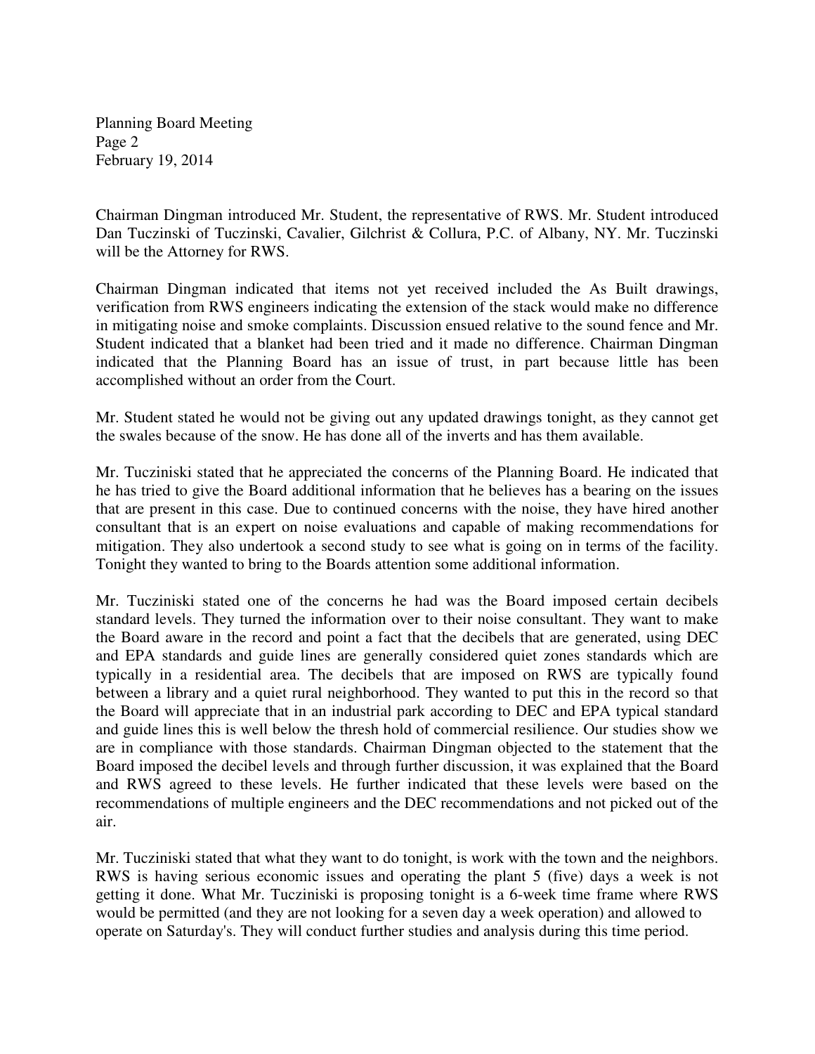Chairman Dingman introduced Mr. Student, the representative of RWS. Mr. Student introduced Dan Tuczinski of Tuczinski, Cavalier, Gilchrist & Collura, P.C. of Albany, NY. Mr. Tuczinski will be the Attorney for RWS.

Chairman Dingman indicated that items not yet received included the As Built drawings, verification from RWS engineers indicating the extension of the stack would make no difference in mitigating noise and smoke complaints. Discussion ensued relative to the sound fence and Mr. Student indicated that a blanket had been tried and it made no difference. Chairman Dingman indicated that the Planning Board has an issue of trust, in part because little has been accomplished without an order from the Court.

Mr. Student stated he would not be giving out any updated drawings tonight, as they cannot get the swales because of the snow. He has done all of the inverts and has them available.

Mr. Tucziniski stated that he appreciated the concerns of the Planning Board. He indicated that he has tried to give the Board additional information that he believes has a bearing on the issues that are present in this case. Due to continued concerns with the noise, they have hired another consultant that is an expert on noise evaluations and capable of making recommendations for mitigation. They also undertook a second study to see what is going on in terms of the facility. Tonight they wanted to bring to the Boards attention some additional information.

Mr. Tucziniski stated one of the concerns he had was the Board imposed certain decibels standard levels. They turned the information over to their noise consultant. They want to make the Board aware in the record and point a fact that the decibels that are generated, using DEC and EPA standards and guide lines are generally considered quiet zones standards which are typically in a residential area. The decibels that are imposed on RWS are typically found between a library and a quiet rural neighborhood. They wanted to put this in the record so that the Board will appreciate that in an industrial park according to DEC and EPA typical standard and guide lines this is well below the thresh hold of commercial resilience. Our studies show we are in compliance with those standards. Chairman Dingman objected to the statement that the Board imposed the decibel levels and through further discussion, it was explained that the Board and RWS agreed to these levels. He further indicated that these levels were based on the recommendations of multiple engineers and the DEC recommendations and not picked out of the air.

Mr. Tucziniski stated that what they want to do tonight, is work with the town and the neighbors. RWS is having serious economic issues and operating the plant 5 (five) days a week is not getting it done. What Mr. Tucziniski is proposing tonight is a 6-week time frame where RWS would be permitted (and they are not looking for a seven day a week operation) and allowed to operate on Saturday's. They will conduct further studies and analysis during this time period.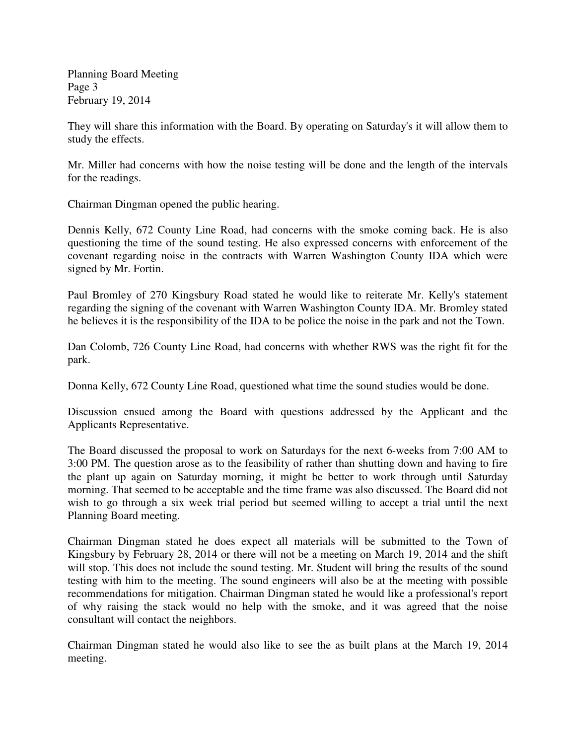They will share this information with the Board. By operating on Saturday's it will allow them to study the effects.

Mr. Miller had concerns with how the noise testing will be done and the length of the intervals for the readings.

Chairman Dingman opened the public hearing.

Dennis Kelly, 672 County Line Road, had concerns with the smoke coming back. He is also questioning the time of the sound testing. He also expressed concerns with enforcement of the covenant regarding noise in the contracts with Warren Washington County IDA which were signed by Mr. Fortin.

Paul Bromley of 270 Kingsbury Road stated he would like to reiterate Mr. Kelly's statement regarding the signing of the covenant with Warren Washington County IDA. Mr. Bromley stated he believes it is the responsibility of the IDA to be police the noise in the park and not the Town.

Dan Colomb, 726 County Line Road, had concerns with whether RWS was the right fit for the park.

Donna Kelly, 672 County Line Road, questioned what time the sound studies would be done.

Discussion ensued among the Board with questions addressed by the Applicant and the Applicants Representative.

The Board discussed the proposal to work on Saturdays for the next 6-weeks from 7:00 AM to 3:00 PM. The question arose as to the feasibility of rather than shutting down and having to fire the plant up again on Saturday morning, it might be better to work through until Saturday morning. That seemed to be acceptable and the time frame was also discussed. The Board did not wish to go through a six week trial period but seemed willing to accept a trial until the next Planning Board meeting.

Chairman Dingman stated he does expect all materials will be submitted to the Town of Kingsbury by February 28, 2014 or there will not be a meeting on March 19, 2014 and the shift will stop. This does not include the sound testing. Mr. Student will bring the results of the sound testing with him to the meeting. The sound engineers will also be at the meeting with possible recommendations for mitigation. Chairman Dingman stated he would like a professional's report of why raising the stack would no help with the smoke, and it was agreed that the noise consultant will contact the neighbors.

Chairman Dingman stated he would also like to see the as built plans at the March 19, 2014 meeting.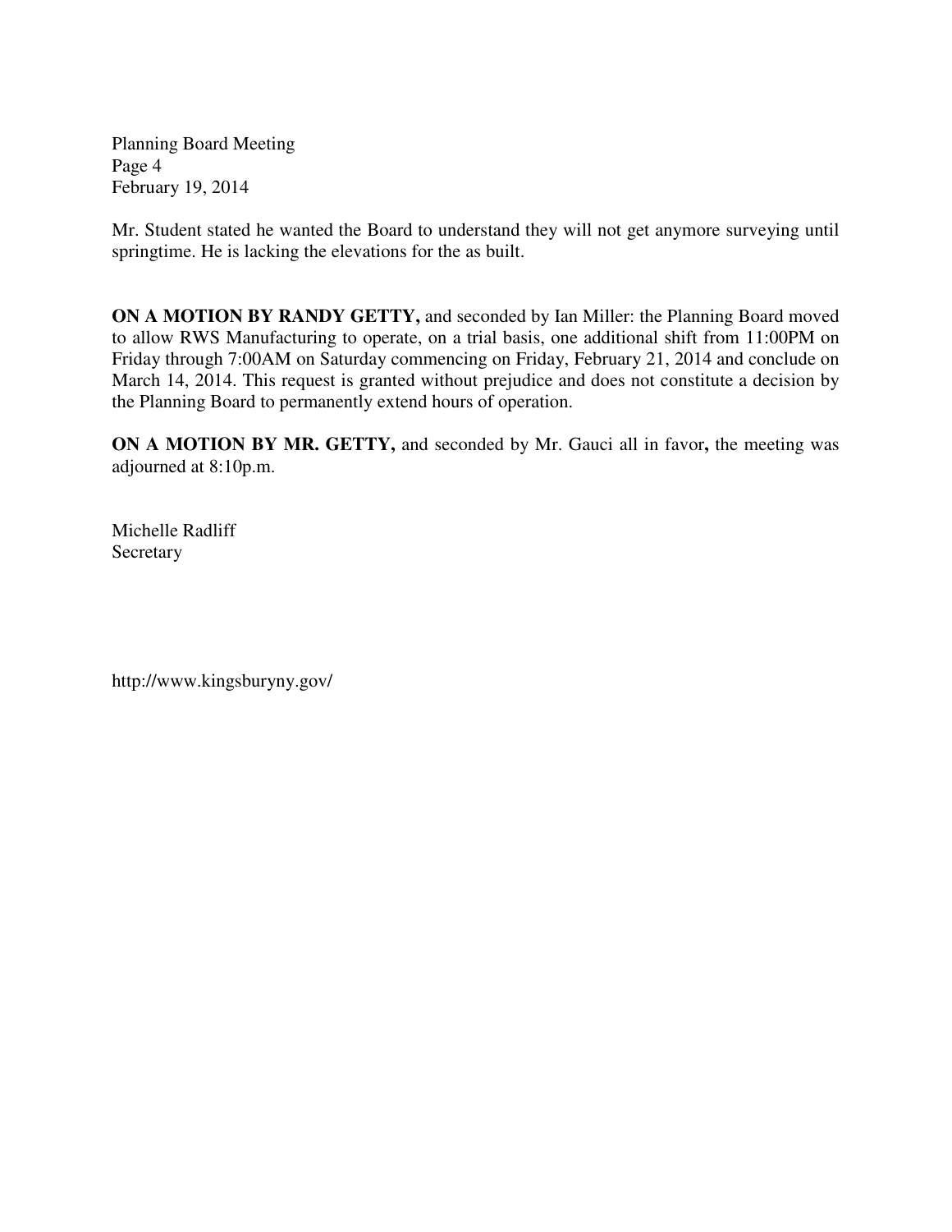Mr. Student stated he wanted the Board to understand they will not get anymore surveying until springtime. He is lacking the elevations for the as built.

**ON A MOTION BY RANDY GETTY,** and seconded by Ian Miller: the Planning Board moved to allow RWS Manufacturing to operate, on a trial basis, one additional shift from 11:00PM on Friday through 7:00AM on Saturday commencing on Friday, February 21, 2014 and conclude on March 14, 2014. This request is granted without prejudice and does not constitute a decision by the Planning Board to permanently extend hours of operation.

**ON A MOTION BY MR. GETTY,** and seconded by Mr. Gauci all in favor**,** the meeting was adjourned at 8:10p.m.

Michelle Radliff
Secretary

http://www.kingsburyny.gov/